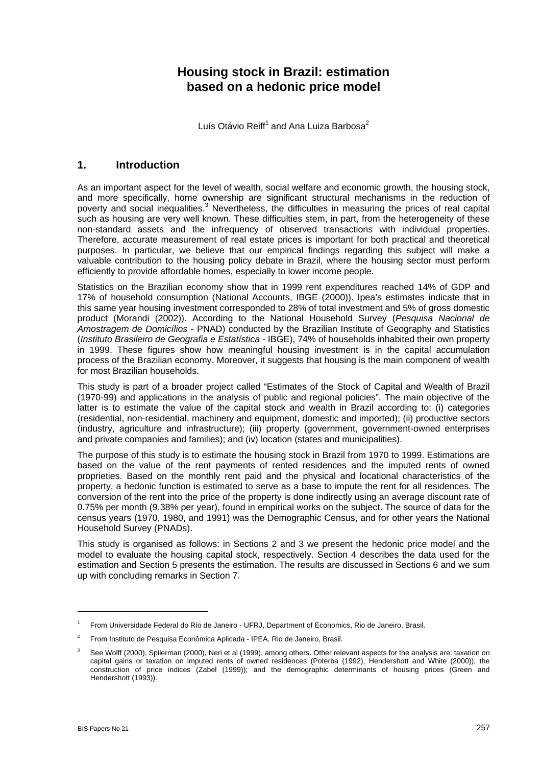# Housing stock in Brazil: estimation based on a hedonic price model

Luís Otávio Reiff[1] and Ana Luiza Barbosa[2]

## 1. Introduction

As an important aspect for the level of wealth, social welfare and economic growth, the housing stock, and more specifically, home ownership are significant structural mechanisms in the reduction of poverty and social inequalities.[3] Nevertheless, the difficulties in measuring the prices of real capital such as housing are very well known. These difficulties stem, in part, from the heterogeneity of these non-standard assets and the infrequency of observed transactions with individual properties. Therefore, accurate measurement of real estate prices is important for both practical and theoretical purposes. In particular, we believe that our empirical findings regarding this subject will make a valuable contribution to the housing policy debate in Brazil, where the housing sector must perform efficiently to provide affordable homes, especially to lower income people.

Statistics on the Brazilian economy show that in 1999 rent expenditures reached 14% of GDP and 17% of household consumption (National Accounts, IBGE (2000)). Ipea's estimates indicate that in this same year housing investment corresponded to 28% of total investment and 5% of gross domestic product (Morandi (2002)). According to the National Household Survey (*Pesquisa Nacional de Amostragem de Domicílios* - PNAD) conducted by the Brazilian Institute of Geography and Statistics (*Instituto Brasileiro de Geografia e Estatística* - IBGE), 74% of households inhabited their own property in 1999. These figures show how meaningful housing investment is in the capital accumulation process of the Brazilian economy. Moreover, it suggests that housing is the main component of wealth for most Brazilian households.

This study is part of a broader project called "Estimates of the Stock of Capital and Wealth of Brazil (1970-99) and applications in the analysis of public and regional policies". The main objective of the latter is to estimate the value of the capital stock and wealth in Brazil according to: (i) categories (residential, non-residential, machinery and equipment, domestic and imported); (ii) productive sectors (industry, agriculture and infrastructure); (iii) property (government, government-owned enterprises and private companies and families); and (iv) location (states and municipalities).

The purpose of this study is to estimate the housing stock in Brazil from 1970 to 1999. Estimations are based on the value of the rent payments of rented residences and the imputed rents of owned proprieties. Based on the monthly rent paid and the physical and locational characteristics of the property, a hedonic function is estimated to serve as a base to impute the rent for all residences. The conversion of the rent into the price of the property is done indirectly using an average discount rate of 0.75% per month (9.38% per year), found in empirical works on the subject. The source of data for the census years (1970, 1980, and 1991) was the Demographic Census, and for other years the National Household Survey (PNADs).

This study is organised as follows: in Sections 2 and 3 we present the hedonic price model and the model to evaluate the housing capital stock, respectively. Section 4 describes the data used for the estimation and Section 5 presents the estimation. The results are discussed in Sections 6 and we sum up with concluding remarks in Section 7.

---

[1] From Universidade Federal do Rio de Janeiro - UFRJ, Department of Economics, Rio de Janeiro, Brasil.

[2] From Instituto de Pesquisa Econômica Aplicada - IPEA, Rio de Janeiro, Brasil.

[3] See Wolff (2000), Spilerman (2000), Neri et al (1999), among others. Other relevant aspects for the analysis are: taxation on capital gains or taxation on imputed rents of owned residences (Poterba (1992), Hendershott and White (2000)); the construction of price indices (Zabel (1999)); and the demographic determinants of housing prices (Green and Hendershott (1993)).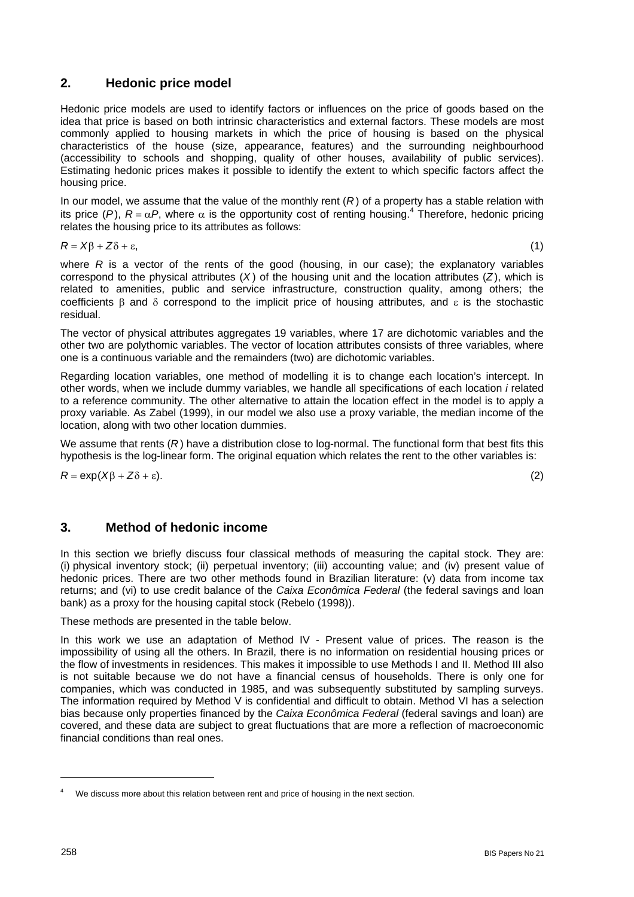## 2. Hedonic price model

Hedonic price models are used to identify factors or influences on the price of goods based on the idea that price is based on both intrinsic characteristics and external factors. These models are most commonly applied to housing markets in which the price of housing is based on the physical characteristics of the house (size, appearance, features) and the surrounding neighbourhood (accessibility to schools and shopping, quality of other houses, availability of public services). Estimating hedonic prices makes it possible to identify the extent to which specific factors affect the housing price.

In our model, we assume that the value of the monthly rent ($R$) of a property has a stable relation with its price ($P$), $R = \alpha P$, where $\alpha$ is the opportunity cost of renting housing.[4] Therefore, hedonic pricing relates the housing price to its attributes as follows:

$$R = X\beta + Z\delta + \varepsilon, \tag{1}$$

where $R$ is a vector of the rents of the good (housing, in our case); the explanatory variables correspond to the physical attributes ($X$) of the housing unit and the location attributes ($Z$), which is related to amenities, public and service infrastructure, construction quality, among others; the coefficients $\beta$ and $\delta$ correspond to the implicit price of housing attributes, and $\varepsilon$ is the stochastic residual.

The vector of physical attributes aggregates 19 variables, where 17 are dichotomic variables and the other two are polythomic variables. The vector of location attributes consists of three variables, where one is a continuous variable and the remainders (two) are dichotomic variables.

Regarding location variables, one method of modelling it is to change each location's intercept. In other words, when we include dummy variables, we handle all specifications of each location *i* related to a reference community. The other alternative to attain the location effect in the model is to apply a proxy variable. As Zabel (1999), in our model we also use a proxy variable, the median income of the location, along with two other location dummies.

We assume that rents ($R$) have a distribution close to log-normal. The functional form that best fits this hypothesis is the log-linear form. The original equation which relates the rent to the other variables is:

$$R = \exp(X\beta + Z\delta + \varepsilon). \tag{2}$$

## 3. Method of hedonic income

In this section we briefly discuss four classical methods of measuring the capital stock. They are: (i) physical inventory stock; (ii) perpetual inventory; (iii) accounting value; and (iv) present value of hedonic prices. There are two other methods found in Brazilian literature: (v) data from income tax returns; and (vi) to use credit balance of the *Caixa Econômica Federal* (the federal savings and loan bank) as a proxy for the housing capital stock (Rebelo (1998)).

These methods are presented in the table below.

In this work we use an adaptation of Method IV - Present value of prices. The reason is the impossibility of using all the others. In Brazil, there is no information on residential housing prices or the flow of investments in residences. This makes it impossible to use Methods I and II. Method III also is not suitable because we do not have a financial census of households. There is only one for companies, which was conducted in 1985, and was subsequently substituted by sampling surveys. The information required by Method V is confidential and difficult to obtain. Method VI has a selection bias because only properties financed by the *Caixa Econômica Federal* (federal savings and loan) are covered, and these data are subject to great fluctuations that are more a reflection of macroeconomic financial conditions than real ones.

[4] We discuss more about this relation between rent and price of housing in the next section.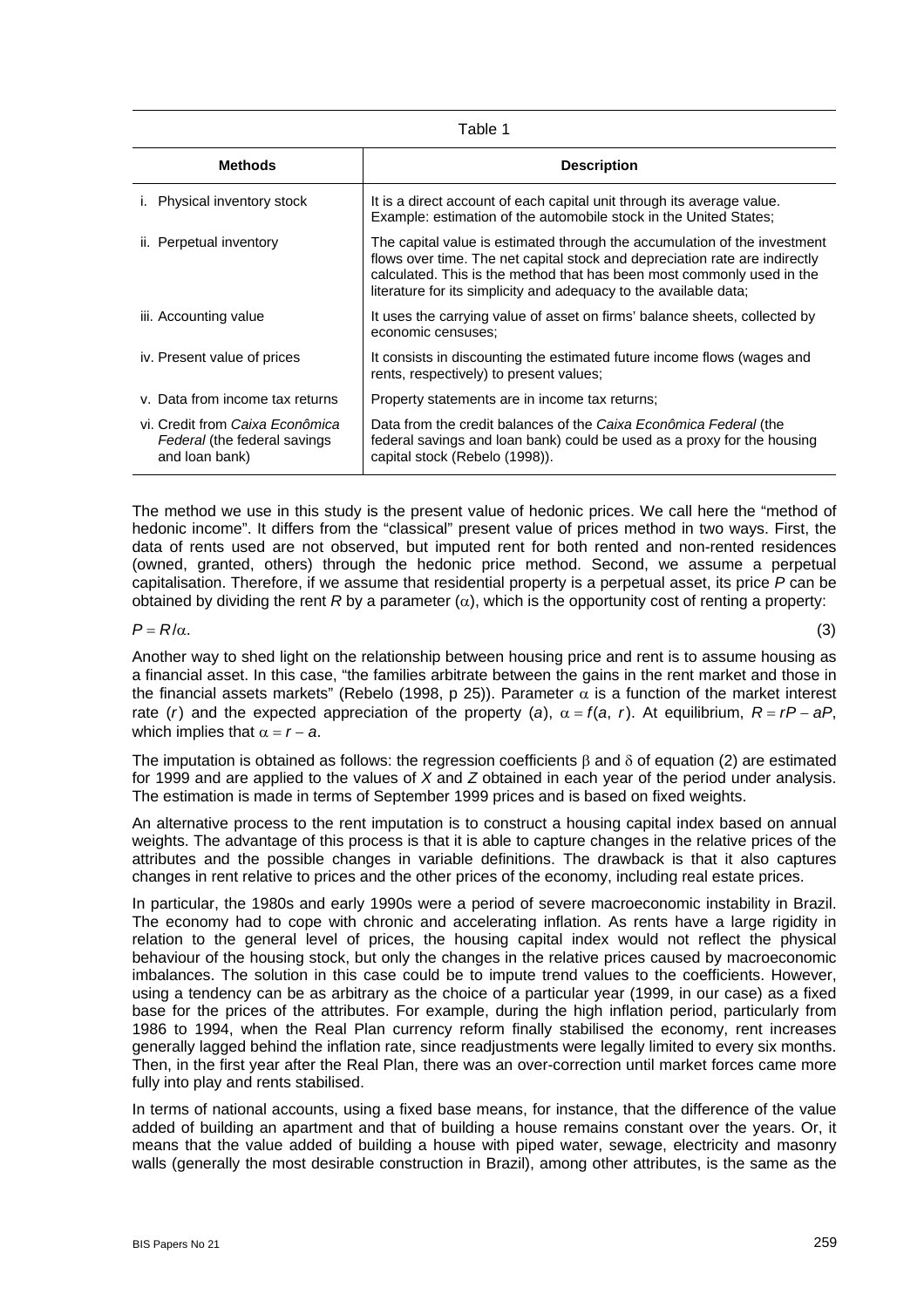Table 1

| Methods | Description |
|---|---|
| i. Physical inventory stock | It is a direct account of each capital unit through its average value. Example: estimation of the automobile stock in the United States; |
| ii. Perpetual inventory | The capital value is estimated through the accumulation of the investment flows over time. The net capital stock and depreciation rate are indirectly calculated. This is the method that has been most commonly used in the literature for its simplicity and adequacy to the available data; |
| iii. Accounting value | It uses the carrying value of asset on firms' balance sheets, collected by economic censuses; |
| iv. Present value of prices | It consists in discounting the estimated future income flows (wages and rents, respectively) to present values; |
| v. Data from income tax returns | Property statements are in income tax returns; |
| vi. Credit from *Caixa Econômica Federal* (the federal savings and loan bank) | Data from the credit balances of the *Caixa Econômica Federal* (the federal savings and loan bank) could be used as a proxy for the housing capital stock (Rebelo (1998)). |

The method we use in this study is the present value of hedonic prices. We call here the "method of hedonic income". It differs from the "classical" present value of prices method in two ways. First, the data of rents used are not observed, but imputed rent for both rented and non-rented residences (owned, granted, others) through the hedonic price method. Second, we assume a perpetual capitalisation. Therefore, if we assume that residential property is a perpetual asset, its price $P$ can be obtained by dividing the rent $R$ by a parameter ($\alpha$), which is the opportunity cost of renting a property:

$$P = R/\alpha. \tag{3}$$

Another way to shed light on the relationship between housing price and rent is to assume housing as a financial asset. In this case, "the families arbitrate between the gains in the rent market and those in the financial assets markets" (Rebelo (1998, p 25)). Parameter $\alpha$ is a function of the market interest rate ($r$) and the expected appreciation of the property ($a$), $\alpha = f(a, r)$. At equilibrium, $R = rP - aP$, which implies that $\alpha = r - a$.

The imputation is obtained as follows: the regression coefficients $\beta$ and $\delta$ of equation (2) are estimated for 1999 and are applied to the values of $X$ and $Z$ obtained in each year of the period under analysis. The estimation is made in terms of September 1999 prices and is based on fixed weights.

An alternative process to the rent imputation is to construct a housing capital index based on annual weights. The advantage of this process is that it is able to capture changes in the relative prices of the attributes and the possible changes in variable definitions. The drawback is that it also captures changes in rent relative to prices and the other prices of the economy, including real estate prices.

In particular, the 1980s and early 1990s were a period of severe macroeconomic instability in Brazil. The economy had to cope with chronic and accelerating inflation. As rents have a large rigidity in relation to the general level of prices, the housing capital index would not reflect the physical behaviour of the housing stock, but only the changes in the relative prices caused by macroeconomic imbalances. The solution in this case could be to impute trend values to the coefficients. However, using a tendency can be as arbitrary as the choice of a particular year (1999, in our case) as a fixed base for the prices of the attributes. For example, during the high inflation period, particularly from 1986 to 1994, when the Real Plan currency reform finally stabilised the economy, rent increases generally lagged behind the inflation rate, since readjustments were legally limited to every six months. Then, in the first year after the Real Plan, there was an over-correction until market forces came more fully into play and rents stabilised.

In terms of national accounts, using a fixed base means, for instance, that the difference of the value added of building an apartment and that of building a house remains constant over the years. Or, it means that the value added of building a house with piped water, sewage, electricity and masonry walls (generally the most desirable construction in Brazil), among other attributes, is the same as the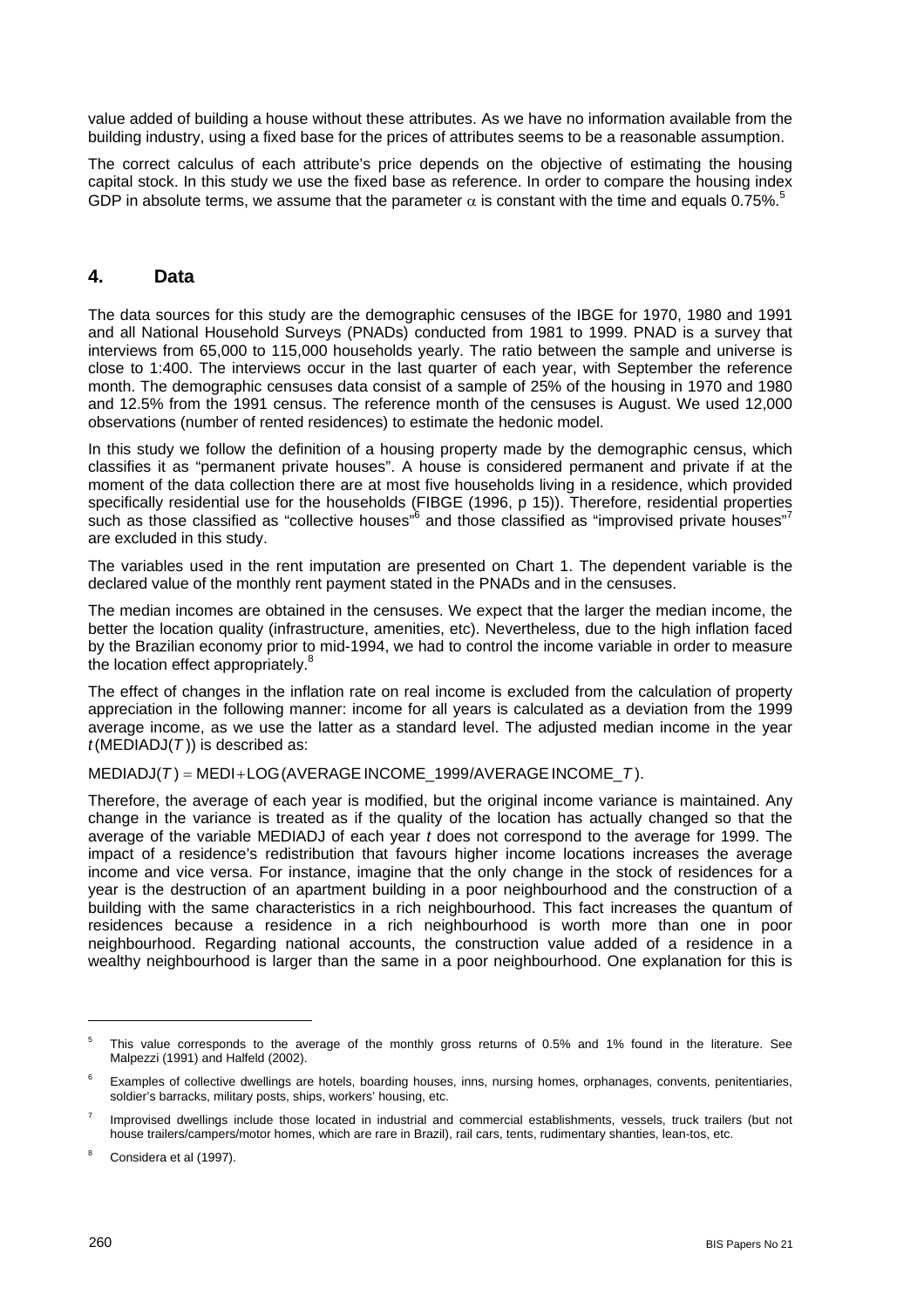value added of building a house without these attributes. As we have no information available from the building industry, using a fixed base for the prices of attributes seems to be a reasonable assumption.

The correct calculus of each attribute's price depends on the objective of estimating the housing capital stock. In this study we use the fixed base as reference. In order to compare the housing index GDP in absolute terms, we assume that the parameter $\alpha$ is constant with the time and equals 0.75%.[5]

## 4. Data

The data sources for this study are the demographic censuses of the IBGE for 1970, 1980 and 1991 and all National Household Surveys (PNADs) conducted from 1981 to 1999. PNAD is a survey that interviews from 65,000 to 115,000 households yearly. The ratio between the sample and universe is close to 1:400. The interviews occur in the last quarter of each year, with September the reference month. The demographic censuses data consist of a sample of 25% of the housing in 1970 and 1980 and 12.5% from the 1991 census. The reference month of the censuses is August. We used 12,000 observations (number of rented residences) to estimate the hedonic model.

In this study we follow the definition of a housing property made by the demographic census, which classifies it as "permanent private houses". A house is considered permanent and private if at the moment of the data collection there are at most five households living in a residence, which provided specifically residential use for the households (FIBGE (1996, p 15)). Therefore, residential properties such as those classified as "collective houses"[6] and those classified as "improvised private houses"[7] are excluded in this study.

The variables used in the rent imputation are presented on Chart 1. The dependent variable is the declared value of the monthly rent payment stated in the PNADs and in the censuses.

The median incomes are obtained in the censuses. We expect that the larger the median income, the better the location quality (infrastructure, amenities, etc). Nevertheless, due to the high inflation faced by the Brazilian economy prior to mid-1994, we had to control the income variable in order to measure the location effect appropriately.[8]

The effect of changes in the inflation rate on real income is excluded from the calculation of property appreciation in the following manner: income for all years is calculated as a deviation from the 1999 average income, as we use the latter as a standard level. The adjusted median income in the year $t$ (MEDIADJ($T$)) is described as:

$$\text{MEDIADJ}(T) = \text{MEDI} + \text{LOG}\,(\text{AVERAGE INCOME\_1999}/\text{AVERAGE INCOME\_}T).$$

Therefore, the average of each year is modified, but the original income variance is maintained. Any change in the variance is treated as if the quality of the location has actually changed so that the average of the variable MEDIADJ of each year $t$ does not correspond to the average for 1999. The impact of a residence's redistribution that favours higher income locations increases the average income and vice versa. For instance, imagine that the only change in the stock of residences for a year is the destruction of an apartment building in a poor neighbourhood and the construction of a building with the same characteristics in a rich neighbourhood. This fact increases the quantum of residences because a residence in a rich neighbourhood is worth more than one in poor neighbourhood. Regarding national accounts, the construction value added of a residence in a wealthy neighbourhood is larger than the same in a poor neighbourhood. One explanation for this is

---

[5] This value corresponds to the average of the monthly gross returns of 0.5% and 1% found in the literature. See Malpezzi (1991) and Halfeld (2002).

[6] Examples of collective dwellings are hotels, boarding houses, inns, nursing homes, orphanages, convents, penitentiaries, soldier's barracks, military posts, ships, workers' housing, etc.

[7] Improvised dwellings include those located in industrial and commercial establishments, vessels, truck trailers (but not house trailers/campers/motor homes, which are rare in Brazil), rail cars, tents, rudimentary shanties, lean-tos, etc.

[8] Considera et al (1997).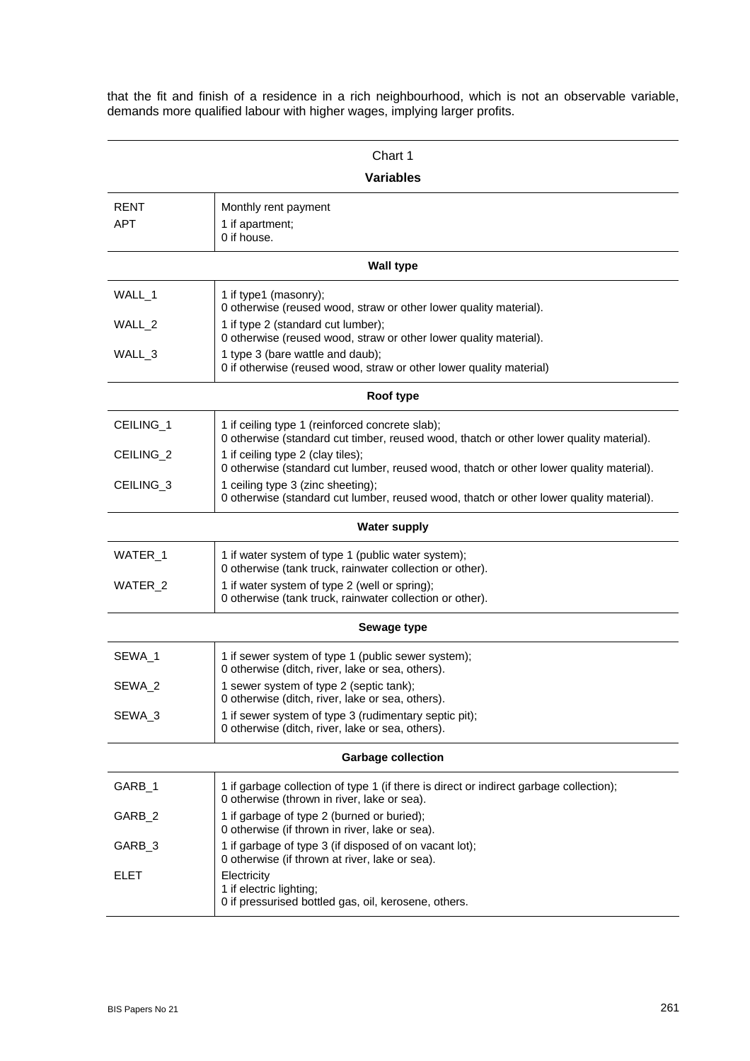that the fit and finish of a residence in a rich neighbourhood, which is not an observable variable, demands more qualified labour with higher wages, implying larger profits.

Chart 1

**Variables**

| | |
|---|---|
| RENT | Monthly rent payment |
| APT | 1 if apartment;<br>0 if house. |
| **Wall type** | |
| WALL_1 | 1 if type1 (masonry);<br>0 otherwise (reused wood, straw or other lower quality material). |
| WALL_2 | 1 if type 2 (standard cut lumber);<br>0 otherwise (reused wood, straw or other lower quality material). |
| WALL_3 | 1 type 3 (bare wattle and daub);<br>0 if otherwise (reused wood, straw or other lower quality material) |
| **Roof type** | |
| CEILING_1 | 1 if ceiling type 1 (reinforced concrete slab);<br>0 otherwise (standard cut timber, reused wood, thatch or other lower quality material). |
| CEILING_2 | 1 if ceiling type 2 (clay tiles);<br>0 otherwise (standard cut lumber, reused wood, thatch or other lower quality material). |
| CEILING_3 | 1 ceiling type 3 (zinc sheeting);<br>0 otherwise (standard cut lumber, reused wood, thatch or other lower quality material). |
| **Water supply** | |
| WATER_1 | 1 if water system of type 1 (public water system);<br>0 otherwise (tank truck, rainwater collection or other). |
| WATER_2 | 1 if water system of type 2 (well or spring);<br>0 otherwise (tank truck, rainwater collection or other). |
| **Sewage type** | |
| SEWA_1 | 1 if sewer system of type 1 (public sewer system);<br>0 otherwise (ditch, river, lake or sea, others). |
| SEWA_2 | 1 sewer system of type 2 (septic tank);<br>0 otherwise (ditch, river, lake or sea, others). |
| SEWA_3 | 1 if sewer system of type 3 (rudimentary septic pit);<br>0 otherwise (ditch, river, lake or sea, others). |
| **Garbage collection** | |
| GARB_1 | 1 if garbage collection of type 1 (if there is direct or indirect garbage collection);<br>0 otherwise (thrown in river, lake or sea). |
| GARB_2 | 1 if garbage of type 2 (burned or buried);<br>0 otherwise (if thrown in river, lake or sea). |
| GARB_3 | 1 if garbage of type 3 (if disposed of on vacant lot);<br>0 otherwise (if thrown at river, lake or sea). |
| ELET | Electricity<br>1 if electric lighting;<br>0 if pressurised bottled gas, oil, kerosene, others. |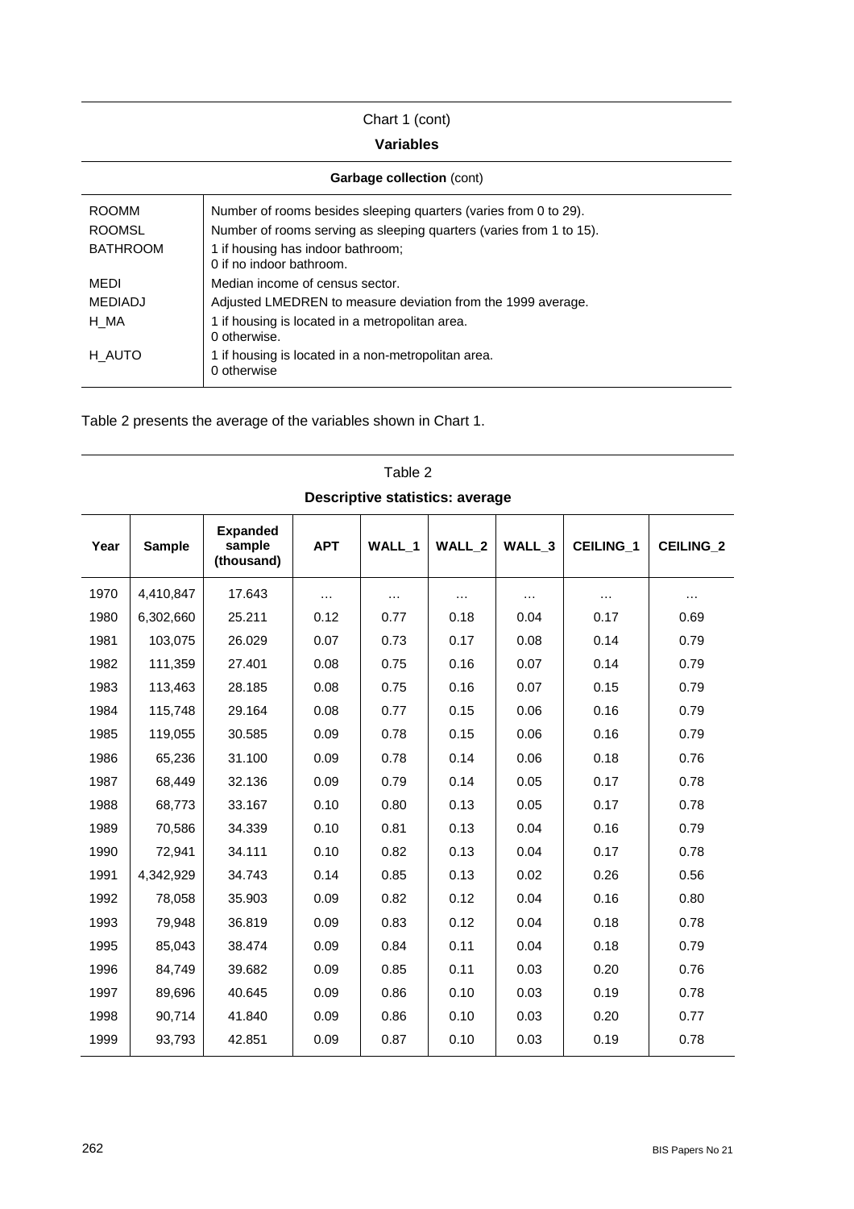Chart 1 (cont)

**Variables**

| **Garbage collection** (cont) | |
|---|---|
| ROOMM | Number of rooms besides sleeping quarters (varies from 0 to 29). |
| ROOMSL | Number of rooms serving as sleeping quarters (varies from 1 to 15). |
| BATHROOM | 1 if housing has indoor bathroom;<br>0 if no indoor bathroom. |
| MEDI | Median income of census sector. |
| MEDIADJ | Adjusted LMEDREN to measure deviation from the 1999 average. |
| H_MA | 1 if housing is located in a metropolitan area.<br>0 otherwise. |
| H_AUTO | 1 if housing is located in a non-metropolitan area.<br>0 otherwise |

Table 2 presents the average of the variables shown in Chart 1.

Table 2

**Descriptive statistics: average**

| Year | Sample | Expanded sample (thousand) | APT | WALL_1 | WALL_2 | WALL_3 | CEILING_1 | CEILING_2 |
|---|---|---|---|---|---|---|---|---|
| 1970 | 4,410,847 | 17.643 | … | … | … | … | … | … |
| 1980 | 6,302,660 | 25.211 | 0.12 | 0.77 | 0.18 | 0.04 | 0.17 | 0.69 |
| 1981 | 103,075 | 26.029 | 0.07 | 0.73 | 0.17 | 0.08 | 0.14 | 0.79 |
| 1982 | 111,359 | 27.401 | 0.08 | 0.75 | 0.16 | 0.07 | 0.14 | 0.79 |
| 1983 | 113,463 | 28.185 | 0.08 | 0.75 | 0.16 | 0.07 | 0.15 | 0.79 |
| 1984 | 115,748 | 29.164 | 0.08 | 0.77 | 0.15 | 0.06 | 0.16 | 0.79 |
| 1985 | 119,055 | 30.585 | 0.09 | 0.78 | 0.15 | 0.06 | 0.16 | 0.79 |
| 1986 | 65,236 | 31.100 | 0.09 | 0.78 | 0.14 | 0.06 | 0.18 | 0.76 |
| 1987 | 68,449 | 32.136 | 0.09 | 0.79 | 0.14 | 0.05 | 0.17 | 0.78 |
| 1988 | 68,773 | 33.167 | 0.10 | 0.80 | 0.13 | 0.05 | 0.17 | 0.78 |
| 1989 | 70,586 | 34.339 | 0.10 | 0.81 | 0.13 | 0.04 | 0.16 | 0.79 |
| 1990 | 72,941 | 34.111 | 0.10 | 0.82 | 0.13 | 0.04 | 0.17 | 0.78 |
| 1991 | 4,342,929 | 34.743 | 0.14 | 0.85 | 0.13 | 0.02 | 0.26 | 0.56 |
| 1992 | 78,058 | 35.903 | 0.09 | 0.82 | 0.12 | 0.04 | 0.16 | 0.80 |
| 1993 | 79,948 | 36.819 | 0.09 | 0.83 | 0.12 | 0.04 | 0.18 | 0.78 |
| 1995 | 85,043 | 38.474 | 0.09 | 0.84 | 0.11 | 0.04 | 0.18 | 0.79 |
| 1996 | 84,749 | 39.682 | 0.09 | 0.85 | 0.11 | 0.03 | 0.20 | 0.76 |
| 1997 | 89,696 | 40.645 | 0.09 | 0.86 | 0.10 | 0.03 | 0.19 | 0.78 |
| 1998 | 90,714 | 41.840 | 0.09 | 0.86 | 0.10 | 0.03 | 0.20 | 0.77 |
| 1999 | 93,793 | 42.851 | 0.09 | 0.87 | 0.10 | 0.03 | 0.19 | 0.78 |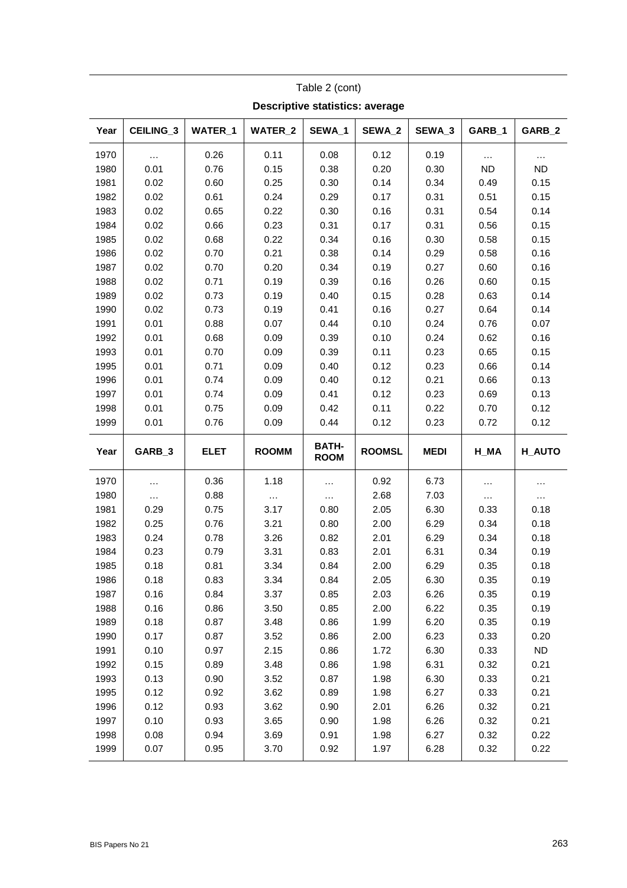Table 2 (cont)

**Descriptive statistics: average**

| Year | CEILING_3 | WATER_1 | WATER_2 | SEWA_1 | SEWA_2 | SEWA_3 | GARB_1 | GARB_2 |
|---|---|---|---|---|---|---|---|---|
| 1970 | … | 0.26 | 0.11 | 0.08 | 0.12 | 0.19 | … | … |
| 1980 | 0.01 | 0.76 | 0.15 | 0.38 | 0.20 | 0.30 | ND | ND |
| 1981 | 0.02 | 0.60 | 0.25 | 0.30 | 0.14 | 0.34 | 0.49 | 0.15 |
| 1982 | 0.02 | 0.61 | 0.24 | 0.29 | 0.17 | 0.31 | 0.51 | 0.15 |
| 1983 | 0.02 | 0.65 | 0.22 | 0.30 | 0.16 | 0.31 | 0.54 | 0.14 |
| 1984 | 0.02 | 0.66 | 0.23 | 0.31 | 0.17 | 0.31 | 0.56 | 0.15 |
| 1985 | 0.02 | 0.68 | 0.22 | 0.34 | 0.16 | 0.30 | 0.58 | 0.15 |
| 1986 | 0.02 | 0.70 | 0.21 | 0.38 | 0.14 | 0.29 | 0.58 | 0.16 |
| 1987 | 0.02 | 0.70 | 0.20 | 0.34 | 0.19 | 0.27 | 0.60 | 0.16 |
| 1988 | 0.02 | 0.71 | 0.19 | 0.39 | 0.16 | 0.26 | 0.60 | 0.15 |
| 1989 | 0.02 | 0.73 | 0.19 | 0.40 | 0.15 | 0.28 | 0.63 | 0.14 |
| 1990 | 0.02 | 0.73 | 0.19 | 0.41 | 0.16 | 0.27 | 0.64 | 0.14 |
| 1991 | 0.01 | 0.88 | 0.07 | 0.44 | 0.10 | 0.24 | 0.76 | 0.07 |
| 1992 | 0.01 | 0.68 | 0.09 | 0.39 | 0.10 | 0.24 | 0.62 | 0.16 |
| 1993 | 0.01 | 0.70 | 0.09 | 0.39 | 0.11 | 0.23 | 0.65 | 0.15 |
| 1995 | 0.01 | 0.71 | 0.09 | 0.40 | 0.12 | 0.23 | 0.66 | 0.14 |
| 1996 | 0.01 | 0.74 | 0.09 | 0.40 | 0.12 | 0.21 | 0.66 | 0.13 |
| 1997 | 0.01 | 0.74 | 0.09 | 0.41 | 0.12 | 0.23 | 0.69 | 0.13 |
| 1998 | 0.01 | 0.75 | 0.09 | 0.42 | 0.11 | 0.22 | 0.70 | 0.12 |
| 1999 | 0.01 | 0.76 | 0.09 | 0.44 | 0.12 | 0.23 | 0.72 | 0.12 |

| Year | GARB_3 | ELET | ROOMM | BATH-ROOM | ROOMSL | MEDI | H_MA | H_AUTO |
|---|---|---|---|---|---|---|---|---|
| 1970 | … | 0.36 | 1.18 | … | 0.92 | 6.73 | … | … |
| 1980 | … | 0.88 | … | … | 2.68 | 7.03 | … | … |
| 1981 | 0.29 | 0.75 | 3.17 | 0.80 | 2.05 | 6.30 | 0.33 | 0.18 |
| 1982 | 0.25 | 0.76 | 3.21 | 0.80 | 2.00 | 6.29 | 0.34 | 0.18 |
| 1983 | 0.24 | 0.78 | 3.26 | 0.82 | 2.01 | 6.29 | 0.34 | 0.18 |
| 1984 | 0.23 | 0.79 | 3.31 | 0.83 | 2.01 | 6.31 | 0.34 | 0.19 |
| 1985 | 0.18 | 0.81 | 3.34 | 0.84 | 2.00 | 6.29 | 0.35 | 0.18 |
| 1986 | 0.18 | 0.83 | 3.34 | 0.84 | 2.05 | 6.30 | 0.35 | 0.19 |
| 1987 | 0.16 | 0.84 | 3.37 | 0.85 | 2.03 | 6.26 | 0.35 | 0.19 |
| 1988 | 0.16 | 0.86 | 3.50 | 0.85 | 2.00 | 6.22 | 0.35 | 0.19 |
| 1989 | 0.18 | 0.87 | 3.48 | 0.86 | 1.99 | 6.20 | 0.35 | 0.19 |
| 1990 | 0.17 | 0.87 | 3.52 | 0.86 | 2.00 | 6.23 | 0.33 | 0.20 |
| 1991 | 0.10 | 0.97 | 2.15 | 0.86 | 1.72 | 6.30 | 0.33 | ND |
| 1992 | 0.15 | 0.89 | 3.48 | 0.86 | 1.98 | 6.31 | 0.32 | 0.21 |
| 1993 | 0.13 | 0.90 | 3.52 | 0.87 | 1.98 | 6.30 | 0.33 | 0.21 |
| 1995 | 0.12 | 0.92 | 3.62 | 0.89 | 1.98 | 6.27 | 0.33 | 0.21 |
| 1996 | 0.12 | 0.93 | 3.62 | 0.90 | 2.01 | 6.26 | 0.32 | 0.21 |
| 1997 | 0.10 | 0.93 | 3.65 | 0.90 | 1.98 | 6.26 | 0.32 | 0.21 |
| 1998 | 0.08 | 0.94 | 3.69 | 0.91 | 1.98 | 6.27 | 0.32 | 0.22 |
| 1999 | 0.07 | 0.95 | 3.70 | 0.92 | 1.97 | 6.28 | 0.32 | 0.22 |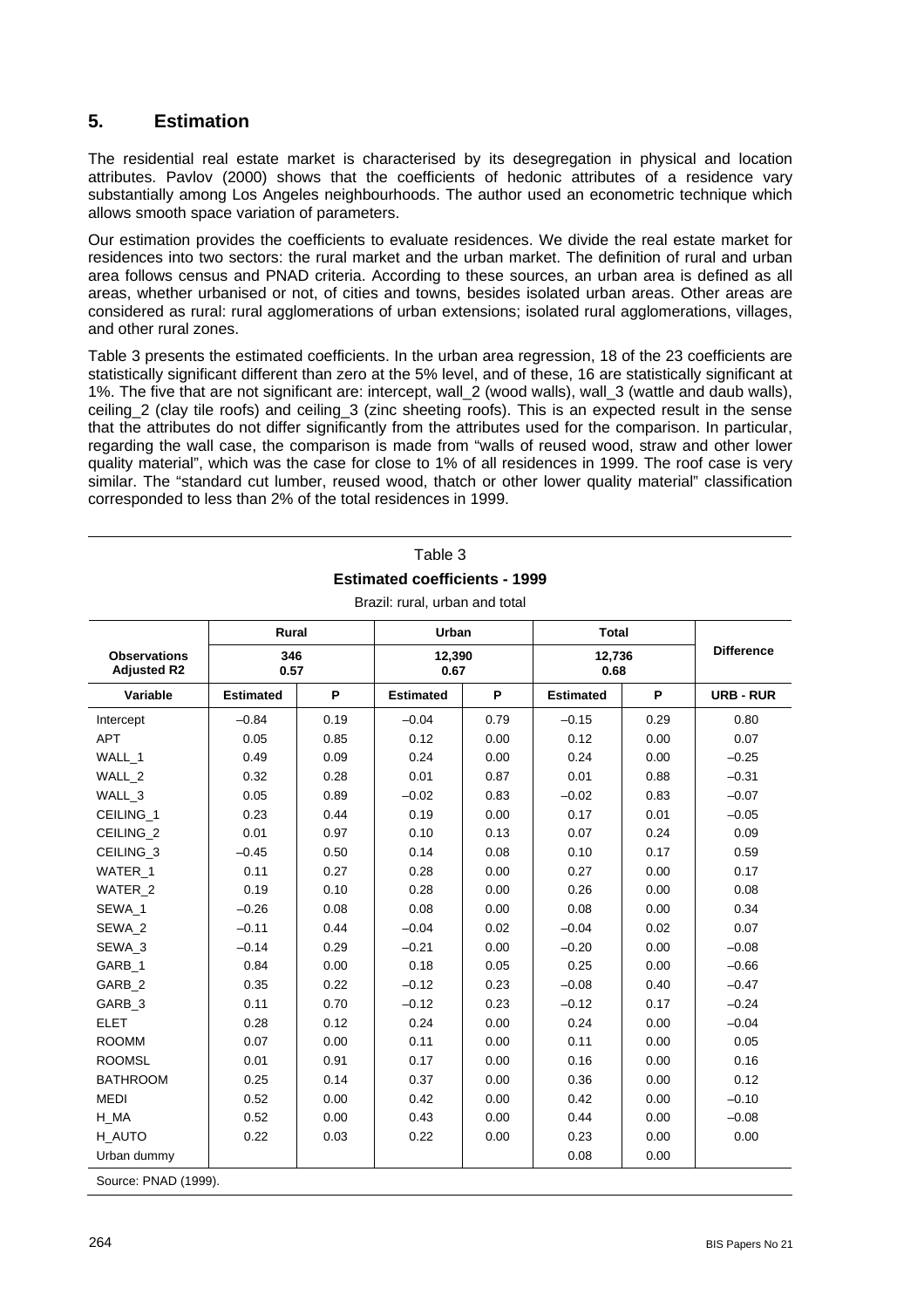## 5. Estimation

The residential real estate market is characterised by its desegregation in physical and location attributes. Pavlov (2000) shows that the coefficients of hedonic attributes of a residence vary substantially among Los Angeles neighbourhoods. The author used an econometric technique which allows smooth space variation of parameters.

Our estimation provides the coefficients to evaluate residences. We divide the real estate market for residences into two sectors: the rural market and the urban market. The definition of rural and urban area follows census and PNAD criteria. According to these sources, an urban area is defined as all areas, whether urbanised or not, of cities and towns, besides isolated urban areas. Other areas are considered as rural: rural agglomerations of urban extensions; isolated rural agglomerations, villages, and other rural zones.

Table 3 presents the estimated coefficients. In the urban area regression, 18 of the 23 coefficients are statistically significant different than zero at the 5% level, and of these, 16 are statistically significant at 1%. The five that are not significant are: intercept, wall_2 (wood walls), wall_3 (wattle and daub walls), ceiling_2 (clay tile roofs) and ceiling_3 (zinc sheeting roofs). This is an expected result in the sense that the attributes do not differ significantly from the attributes used for the comparison. In particular, regarding the wall case, the comparison is made from "walls of reused wood, straw and other lower quality material", which was the case for close to 1% of all residences in 1999. The roof case is very similar. The "standard cut lumber, reused wood, thatch or other lower quality material" classification corresponded to less than 2% of the total residences in 1999.

Table 3

**Estimated coefficients - 1999**

Brazil: rural, urban and total

| | Rural | | Urban | | Total | | |
|---|---|---|---|---|---|---|---|
| **Observations** | 346 | | 12,390 | | 12,736 | | **Difference** |
| **Adjusted R2** | 0.57 | | 0.67 | | 0.68 | | |
| **Variable** | **Estimated** | **P** | **Estimated** | **P** | **Estimated** | **P** | **URB - RUR** |
| Intercept | –0.84 | 0.19 | –0.04 | 0.79 | –0.15 | 0.29 | 0.80 |
| APT | 0.05 | 0.85 | 0.12 | 0.00 | 0.12 | 0.00 | 0.07 |
| WALL_1 | 0.49 | 0.09 | 0.24 | 0.00 | 0.24 | 0.00 | –0.25 |
| WALL_2 | 0.32 | 0.28 | 0.01 | 0.87 | 0.01 | 0.88 | –0.31 |
| WALL_3 | 0.05 | 0.89 | –0.02 | 0.83 | –0.02 | 0.83 | –0.07 |
| CEILING_1 | 0.23 | 0.44 | 0.19 | 0.00 | 0.17 | 0.01 | –0.05 |
| CEILING_2 | 0.01 | 0.97 | 0.10 | 0.13 | 0.07 | 0.24 | 0.09 |
| CEILING_3 | –0.45 | 0.50 | 0.14 | 0.08 | 0.10 | 0.17 | 0.59 |
| WATER_1 | 0.11 | 0.27 | 0.28 | 0.00 | 0.27 | 0.00 | 0.17 |
| WATER_2 | 0.19 | 0.10 | 0.28 | 0.00 | 0.26 | 0.00 | 0.08 |
| SEWA_1 | –0.26 | 0.08 | 0.08 | 0.00 | 0.08 | 0.00 | 0.34 |
| SEWA_2 | –0.11 | 0.44 | –0.04 | 0.02 | –0.04 | 0.02 | 0.07 |
| SEWA_3 | –0.14 | 0.29 | –0.21 | 0.00 | –0.20 | 0.00 | –0.08 |
| GARB_1 | 0.84 | 0.00 | 0.18 | 0.05 | 0.25 | 0.00 | –0.66 |
| GARB_2 | 0.35 | 0.22 | –0.12 | 0.23 | –0.08 | 0.40 | –0.47 |
| GARB_3 | 0.11 | 0.70 | –0.12 | 0.23 | –0.12 | 0.17 | –0.24 |
| ELET | 0.28 | 0.12 | 0.24 | 0.00 | 0.24 | 0.00 | –0.04 |
| ROOMM | 0.07 | 0.00 | 0.11 | 0.00 | 0.11 | 0.00 | 0.05 |
| ROOMSL | 0.01 | 0.91 | 0.17 | 0.00 | 0.16 | 0.00 | 0.16 |
| BATHROOM | 0.25 | 0.14 | 0.37 | 0.00 | 0.36 | 0.00 | 0.12 |
| MEDI | 0.52 | 0.00 | 0.42 | 0.00 | 0.42 | 0.00 | –0.10 |
| H_MA | 0.52 | 0.00 | 0.43 | 0.00 | 0.44 | 0.00 | –0.08 |
| H_AUTO | 0.22 | 0.03 | 0.22 | 0.00 | 0.23 | 0.00 | 0.00 |
| Urban dummy | | | | | 0.08 | 0.00 | |

Source: PNAD (1999).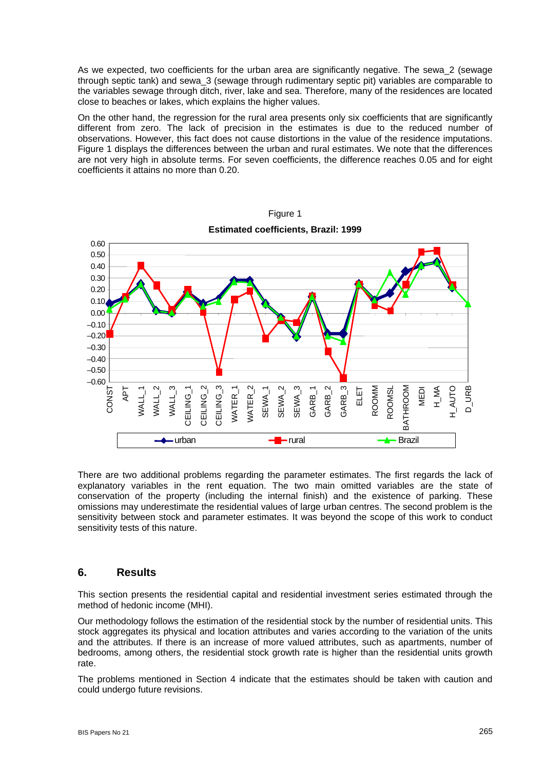As we expected, two coefficients for the urban area are significantly negative. The sewa_2 (sewage through septic tank) and sewa_3 (sewage through rudimentary septic pit) variables are comparable to the variables sewage through ditch, river, lake and sea. Therefore, many of the residences are located close to beaches or lakes, which explains the higher values.

On the other hand, the regression for the rural area presents only six coefficients that are significantly different from zero. The lack of precision in the estimates is due to the reduced number of observations. However, this fact does not cause distortions in the value of the residence imputations. Figure 1 displays the differences between the urban and rural estimates. We note that the differences are not very high in absolute terms. For seven coefficients, the difference reaches 0.05 and for eight coefficients it attains no more than 0.20.

Figure 1

**Estimated coefficients, Brazil: 1999**

There are two additional problems regarding the parameter estimates. The first regards the lack of explanatory variables in the rent equation. The two main omitted variables are the state of conservation of the property (including the internal finish) and the existence of parking. These omissions may underestimate the residential values of large urban centres. The second problem is the sensitivity between stock and parameter estimates. It was beyond the scope of this work to conduct sensitivity tests of this nature.

## 6. Results

This section presents the residential capital and residential investment series estimated through the method of hedonic income (MHI).

Our methodology follows the estimation of the residential stock by the number of residential units. This stock aggregates its physical and location attributes and varies according to the variation of the units and the attributes. If there is an increase of more valued attributes, such as apartments, number of bedrooms, among others, the residential stock growth rate is higher than the residential units growth rate.

The problems mentioned in Section 4 indicate that the estimates should be taken with caution and could undergo future revisions.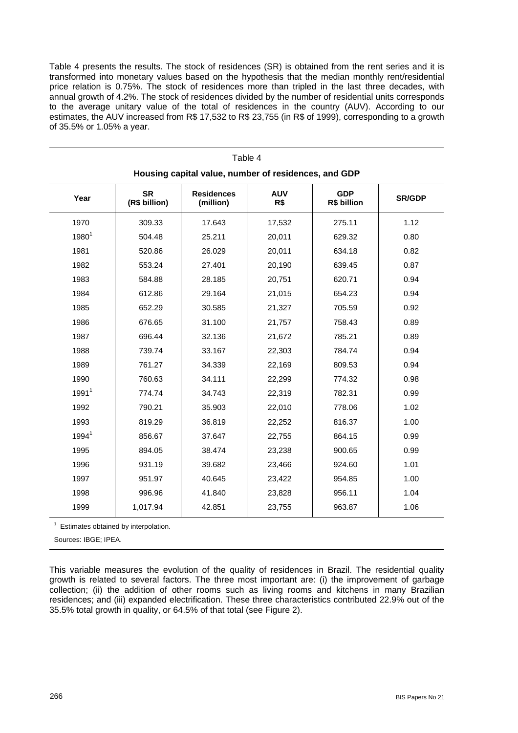Table 4 presents the results. The stock of residences (SR) is obtained from the rent series and it is transformed into monetary values based on the hypothesis that the median monthly rent/residential price relation is 0.75%. The stock of residences more than tripled in the last three decades, with annual growth of 4.2%. The stock of residences divided by the number of residential units corresponds to the average unitary value of the total of residences in the country (AUV). According to our estimates, the AUV increased from R$ 17,532 to R$ 23,755 (in R$ of 1999), corresponding to a growth of 35.5% or 1.05% a year.

Table 4

**Housing capital value, number of residences, and GDP**

| Year | SR (R$ billion) | Residences (million) | AUV R$ | GDP R$ billion | SR/GDP |
|---|---|---|---|---|---|
| 1970 | 309.33 | 17.643 | 17,532 | 275.11 | 1.12 |
| 1980[1] | 504.48 | 25.211 | 20,011 | 629.32 | 0.80 |
| 1981 | 520.86 | 26.029 | 20,011 | 634.18 | 0.82 |
| 1982 | 553.24 | 27.401 | 20,190 | 639.45 | 0.87 |
| 1983 | 584.88 | 28.185 | 20,751 | 620.71 | 0.94 |
| 1984 | 612.86 | 29.164 | 21,015 | 654.23 | 0.94 |
| 1985 | 652.29 | 30.585 | 21,327 | 705.59 | 0.92 |
| 1986 | 676.65 | 31.100 | 21,757 | 758.43 | 0.89 |
| 1987 | 696.44 | 32.136 | 21,672 | 785.21 | 0.89 |
| 1988 | 739.74 | 33.167 | 22,303 | 784.74 | 0.94 |
| 1989 | 761.27 | 34.339 | 22,169 | 809.53 | 0.94 |
| 1990 | 760.63 | 34.111 | 22,299 | 774.32 | 0.98 |
| 1991[1] | 774.74 | 34.743 | 22,319 | 782.31 | 0.99 |
| 1992 | 790.21 | 35.903 | 22,010 | 778.06 | 1.02 |
| 1993 | 819.29 | 36.819 | 22,252 | 816.37 | 1.00 |
| 1994[1] | 856.67 | 37.647 | 22,755 | 864.15 | 0.99 |
| 1995 | 894.05 | 38.474 | 23,238 | 900.65 | 0.99 |
| 1996 | 931.19 | 39.682 | 23,466 | 924.60 | 1.01 |
| 1997 | 951.97 | 40.645 | 23,422 | 954.85 | 1.00 |
| 1998 | 996.96 | 41.840 | 23,828 | 956.11 | 1.04 |
| 1999 | 1,017.94 | 42.851 | 23,755 | 963.87 | 1.06 |

[1] Estimates obtained by interpolation.

Sources: IBGE; IPEA.

This variable measures the evolution of the quality of residences in Brazil. The residential quality growth is related to several factors. The three most important are: (i) the improvement of garbage collection; (ii) the addition of other rooms such as living rooms and kitchens in many Brazilian residences; and (iii) expanded electrification. These three characteristics contributed 22.9% out of the 35.5% total growth in quality, or 64.5% of that total (see Figure 2).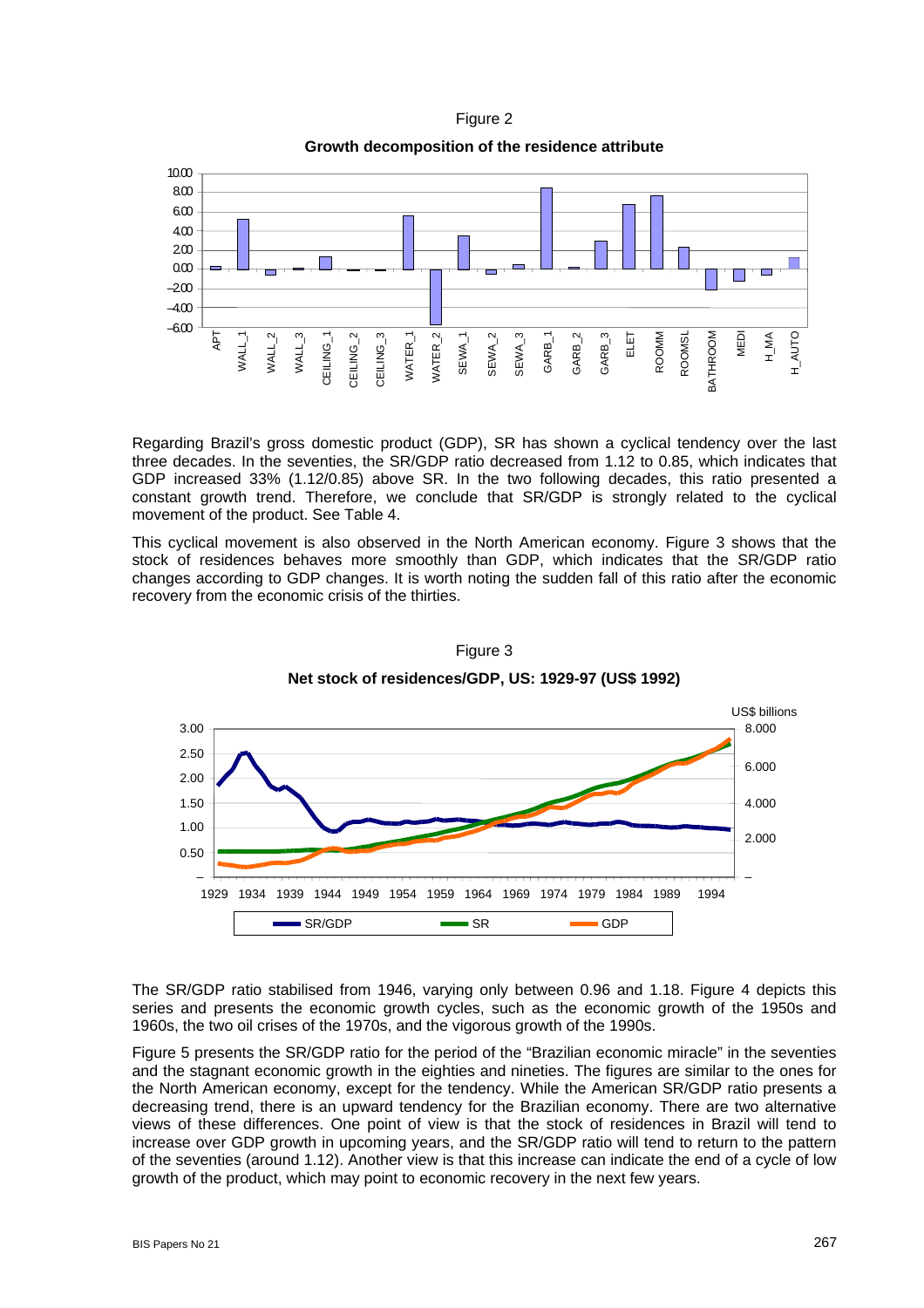Figure 2

**Growth decomposition of the residence attribute**

Regarding Brazil's gross domestic product (GDP), SR has shown a cyclical tendency over the last three decades. In the seventies, the SR/GDP ratio decreased from 1.12 to 0.85, which indicates that GDP increased 33% (1.12/0.85) above SR. In the two following decades, this ratio presented a constant growth trend. Therefore, we conclude that SR/GDP is strongly related to the cyclical movement of the product. See Table 4.

This cyclical movement is also observed in the North American economy. Figure 3 shows that the stock of residences behaves more smoothly than GDP, which indicates that the SR/GDP ratio changes according to GDP changes. It is worth noting the sudden fall of this ratio after the economic recovery from the economic crisis of the thirties.

Figure 3

**Net stock of residences/GDP, US: 1929-97 (US$ 1992)**

The SR/GDP ratio stabilised from 1946, varying only between 0.96 and 1.18. Figure 4 depicts this series and presents the economic growth cycles, such as the economic growth of the 1950s and 1960s, the two oil crises of the 1970s, and the vigorous growth of the 1990s.

Figure 5 presents the SR/GDP ratio for the period of the "Brazilian economic miracle" in the seventies and the stagnant economic growth in the eighties and nineties. The figures are similar to the ones for the North American economy, except for the tendency. While the American SR/GDP ratio presents a decreasing trend, there is an upward tendency for the Brazilian economy. There are two alternative views of these differences. One point of view is that the stock of residences in Brazil will tend to increase over GDP growth in upcoming years, and the SR/GDP ratio will tend to return to the pattern of the seventies (around 1.12). Another view is that this increase can indicate the end of a cycle of low growth of the product, which may point to economic recovery in the next few years.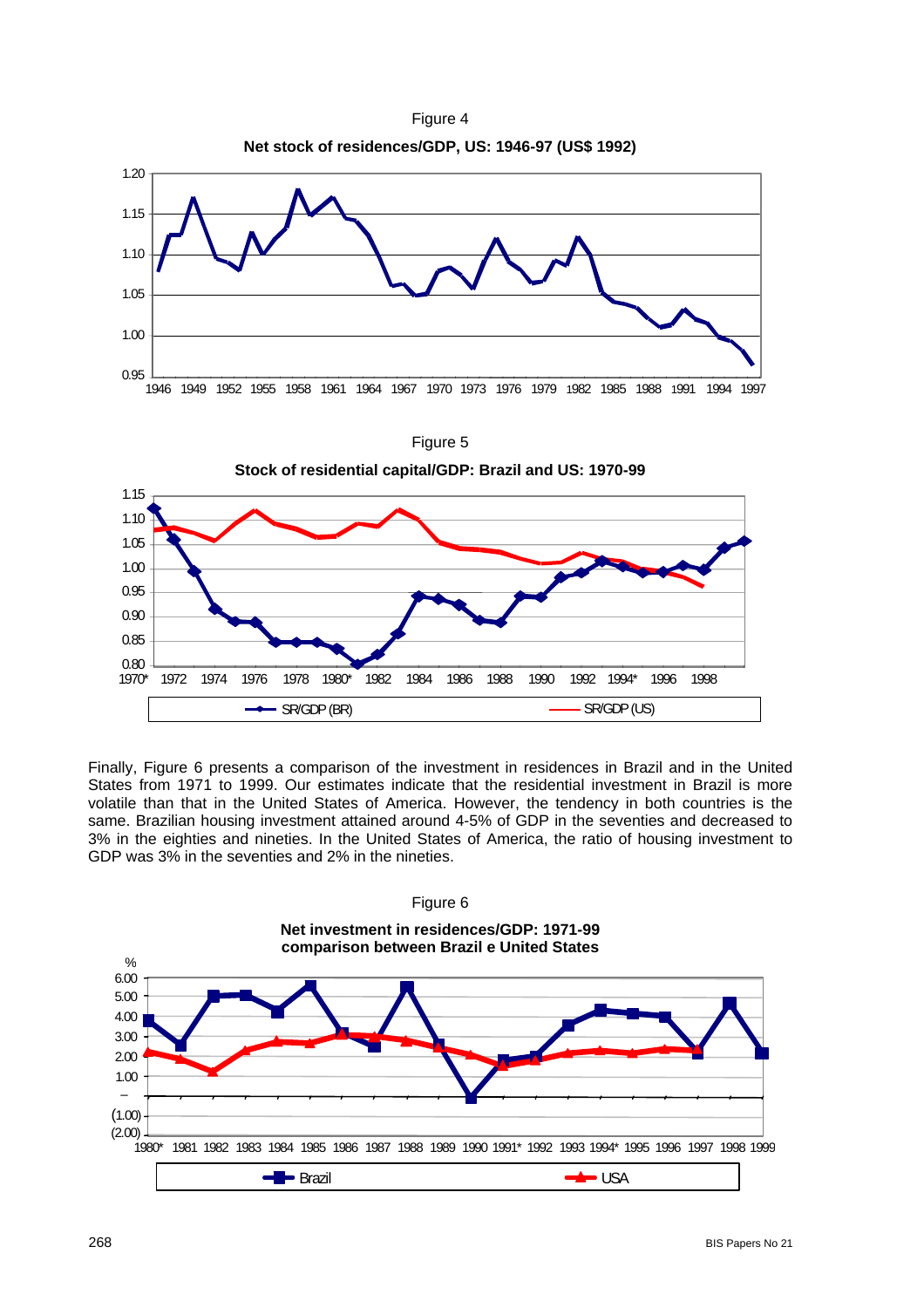Figure 4

**Net stock of residences/GDP, US: 1946-97 (US$ 1992)**

Figure 5

**Stock of residential capital/GDP: Brazil and US: 1970-99**

Finally, Figure 6 presents a comparison of the investment in residences in Brazil and in the United States from 1971 to 1999. Our estimates indicate that the residential investment in Brazil is more volatile than that in the United States of America. However, the tendency in both countries is the same. Brazilian housing investment attained around 4-5% of GDP in the seventies and decreased to 3% in the eighties and nineties. In the United States of America, the ratio of housing investment to GDP was 3% in the seventies and 2% in the nineties.

Figure 6

**Net investment in residences/GDP: 1971-99**
**comparison between Brazil e United States**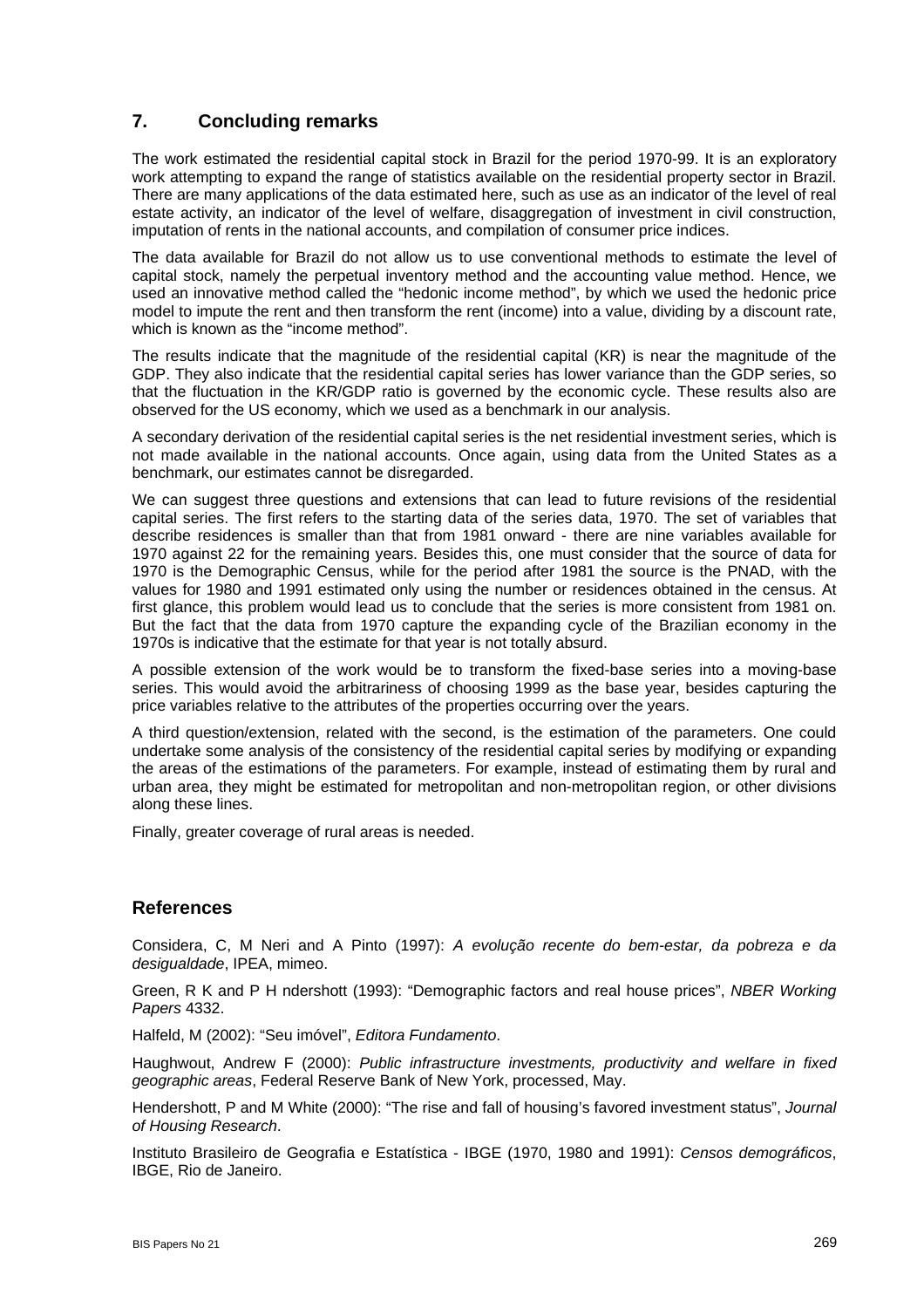## 7. Concluding remarks

The work estimated the residential capital stock in Brazil for the period 1970-99. It is an exploratory work attempting to expand the range of statistics available on the residential property sector in Brazil. There are many applications of the data estimated here, such as use as an indicator of the level of real estate activity, an indicator of the level of welfare, disaggregation of investment in civil construction, imputation of rents in the national accounts, and compilation of consumer price indices.

The data available for Brazil do not allow us to use conventional methods to estimate the level of capital stock, namely the perpetual inventory method and the accounting value method. Hence, we used an innovative method called the "hedonic income method", by which we used the hedonic price model to impute the rent and then transform the rent (income) into a value, dividing by a discount rate, which is known as the "income method".

The results indicate that the magnitude of the residential capital (KR) is near the magnitude of the GDP. They also indicate that the residential capital series has lower variance than the GDP series, so that the fluctuation in the KR/GDP ratio is governed by the economic cycle. These results also are observed for the US economy, which we used as a benchmark in our analysis.

A secondary derivation of the residential capital series is the net residential investment series, which is not made available in the national accounts. Once again, using data from the United States as a benchmark, our estimates cannot be disregarded.

We can suggest three questions and extensions that can lead to future revisions of the residential capital series. The first refers to the starting data of the series data, 1970. The set of variables that describe residences is smaller than that from 1981 onward - there are nine variables available for 1970 against 22 for the remaining years. Besides this, one must consider that the source of data for 1970 is the Demographic Census, while for the period after 1981 the source is the PNAD, with the values for 1980 and 1991 estimated only using the number or residences obtained in the census. At first glance, this problem would lead us to conclude that the series is more consistent from 1981 on. But the fact that the data from 1970 capture the expanding cycle of the Brazilian economy in the 1970s is indicative that the estimate for that year is not totally absurd.

A possible extension of the work would be to transform the fixed-base series into a moving-base series. This would avoid the arbitrariness of choosing 1999 as the base year, besides capturing the price variables relative to the attributes of the properties occurring over the years.

A third question/extension, related with the second, is the estimation of the parameters. One could undertake some analysis of the consistency of the residential capital series by modifying or expanding the areas of the estimations of the parameters. For example, instead of estimating them by rural and urban area, they might be estimated for metropolitan and non-metropolitan region, or other divisions along these lines.

Finally, greater coverage of rural areas is needed.

## References

Considera, C, M Neri and A Pinto (1997): *A evolução recente do bem-estar, da pobreza e da desigualdade*, IPEA, mimeo.

Green, R K and P H ndershott (1993): "Demographic factors and real house prices", *NBER Working Papers* 4332.

Halfeld, M (2002): "Seu imóvel", *Editora Fundamento*.

Haughwout, Andrew F (2000): *Public infrastructure investments, productivity and welfare in fixed geographic areas*, Federal Reserve Bank of New York, processed, May.

Hendershott, P and M White (2000): "The rise and fall of housing's favored investment status", *Journal of Housing Research*.

Instituto Brasileiro de Geografia e Estatística - IBGE (1970, 1980 and 1991): *Censos demográficos*, IBGE, Rio de Janeiro.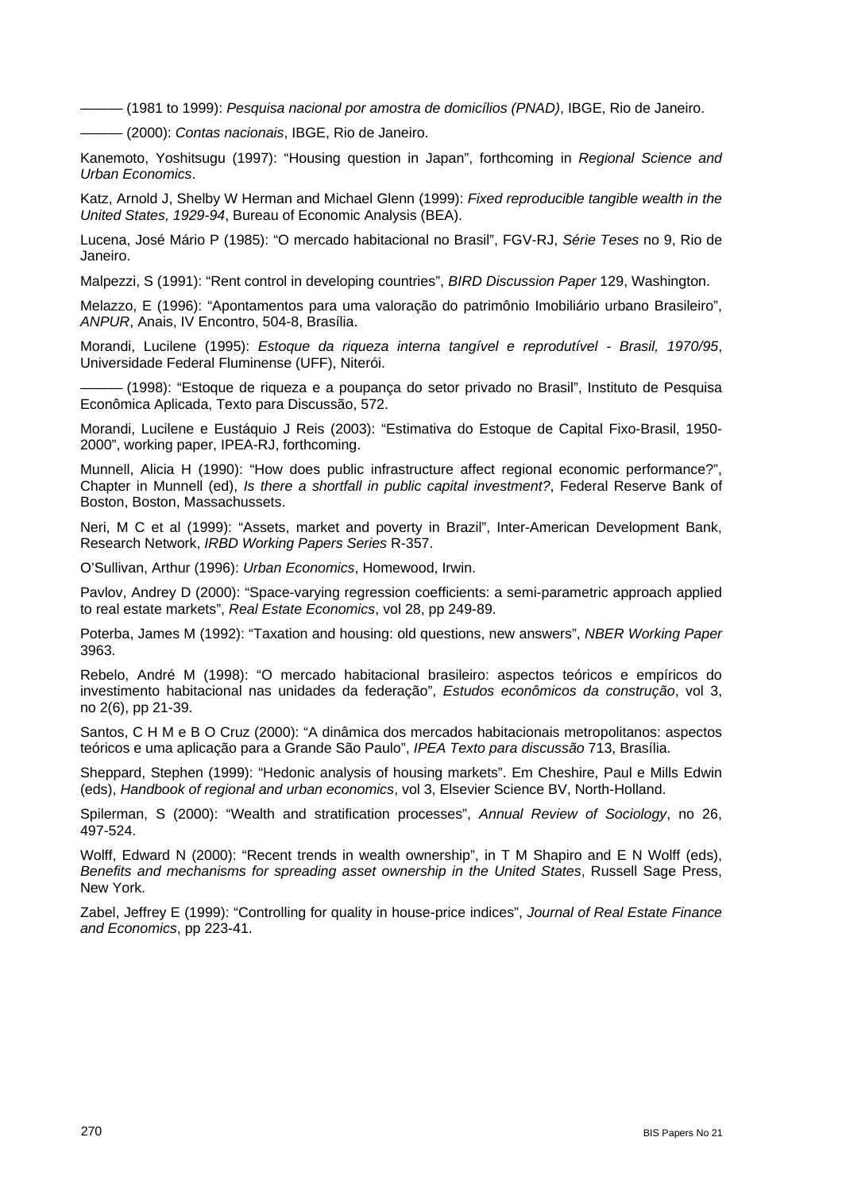——— (1981 to 1999): *Pesquisa nacional por amostra de domicílios (PNAD)*, IBGE, Rio de Janeiro.

——— (2000): *Contas nacionais*, IBGE, Rio de Janeiro.

Kanemoto, Yoshitsugu (1997): "Housing question in Japan", forthcoming in *Regional Science and Urban Economics*.

Katz, Arnold J, Shelby W Herman and Michael Glenn (1999): *Fixed reproducible tangible wealth in the United States, 1929-94*, Bureau of Economic Analysis (BEA).

Lucena, José Mário P (1985): "O mercado habitacional no Brasil", FGV-RJ, *Série Teses* no 9, Rio de Janeiro.

Malpezzi, S (1991): "Rent control in developing countries", *BIRD Discussion Paper* 129, Washington.

Melazzo, E (1996): "Apontamentos para uma valoração do patrimônio Imobiliário urbano Brasileiro", *ANPUR*, Anais, IV Encontro, 504-8, Brasília.

Morandi, Lucilene (1995): *Estoque da riqueza interna tangível e reprodutível - Brasil, 1970/95*, Universidade Federal Fluminense (UFF), Niterói.

——— (1998): "Estoque de riqueza e a poupança do setor privado no Brasil", Instituto de Pesquisa Econômica Aplicada, Texto para Discussão, 572.

Morandi, Lucilene e Eustáquio J Reis (2003): "Estimativa do Estoque de Capital Fixo-Brasil, 1950-2000", working paper, IPEA-RJ, forthcoming.

Munnell, Alicia H (1990): "How does public infrastructure affect regional economic performance?", Chapter in Munnell (ed), *Is there a shortfall in public capital investment?*, Federal Reserve Bank of Boston, Boston, Massachussets.

Neri, M C et al (1999): "Assets, market and poverty in Brazil", Inter-American Development Bank, Research Network, *IRBD Working Papers Series* R-357.

O'Sullivan, Arthur (1996): *Urban Economics*, Homewood, Irwin.

Pavlov, Andrey D (2000): "Space-varying regression coefficients: a semi-parametric approach applied to real estate markets", *Real Estate Economics*, vol 28, pp 249-89.

Poterba, James M (1992): "Taxation and housing: old questions, new answers", *NBER Working Paper* 3963.

Rebelo, André M (1998): "O mercado habitacional brasileiro: aspectos teóricos e empíricos do investimento habitacional nas unidades da federação", *Estudos econômicos da construção*, vol 3, no 2(6), pp 21-39.

Santos, C H M e B O Cruz (2000): "A dinâmica dos mercados habitacionais metropolitanos: aspectos teóricos e uma aplicação para a Grande São Paulo", *IPEA Texto para discussão* 713, Brasília.

Sheppard, Stephen (1999): "Hedonic analysis of housing markets". Em Cheshire, Paul e Mills Edwin (eds), *Handbook of regional and urban economics*, vol 3, Elsevier Science BV, North-Holland.

Spilerman, S (2000): "Wealth and stratification processes", *Annual Review of Sociology*, no 26, 497-524.

Wolff, Edward N (2000): "Recent trends in wealth ownership", in T M Shapiro and E N Wolff (eds), *Benefits and mechanisms for spreading asset ownership in the United States*, Russell Sage Press, New York.

Zabel, Jeffrey E (1999): "Controlling for quality in house-price indices", *Journal of Real Estate Finance and Economics*, pp 223-41.